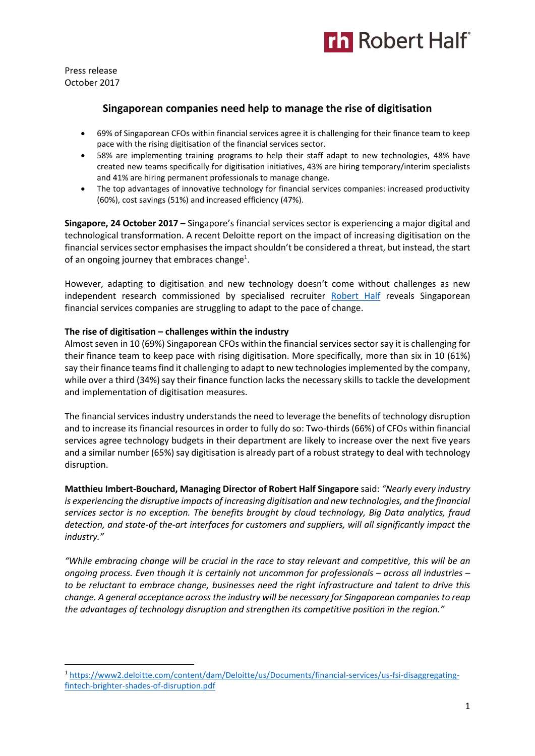Press release
October 2017

## Singaporean companies need help to manage the rise of digitisation

- 69% of Singaporean CFOs within financial services agree it is challenging for their finance team to keep pace with the rising digitisation of the financial services sector.
- 58% are implementing training programs to help their staff adapt to new technologies, 48% have created new teams specifically for digitisation initiatives, 43% are hiring temporary/interim specialists and 41% are hiring permanent professionals to manage change.
- The top advantages of innovative technology for financial services companies: increased productivity (60%), cost savings (51%) and increased efficiency (47%).

**Singapore, 24 October 2017 –** Singapore's financial services sector is experiencing a major digital and technological transformation. A recent Deloitte report on the impact of increasing digitisation on the financial services sector emphasises the impact shouldn't be considered a threat, but instead, the start of an ongoing journey that embraces change[1].

However, adapting to digitisation and new technology doesn't come without challenges as new independent research commissioned by specialised recruiter Robert Half reveals Singaporean financial services companies are struggling to adapt to the pace of change.

**The rise of digitisation – challenges within the industry**

Almost seven in 10 (69%) Singaporean CFOs within the financial services sector say it is challenging for their finance team to keep pace with rising digitisation. More specifically, more than six in 10 (61%) say their finance teams find it challenging to adapt to new technologies implemented by the company, while over a third (34%) say their finance function lacks the necessary skills to tackle the development and implementation of digitisation measures.

The financial services industry understands the need to leverage the benefits of technology disruption and to increase its financial resources in order to fully do so: Two-thirds (66%) of CFOs within financial services agree technology budgets in their department are likely to increase over the next five years and a similar number (65%) say digitisation is already part of a robust strategy to deal with technology disruption.

**Matthieu Imbert-Bouchard, Managing Director of Robert Half Singapore** said: *"Nearly every industry is experiencing the disruptive impacts of increasing digitisation and new technologies, and the financial services sector is no exception. The benefits brought by cloud technology, Big Data analytics, fraud detection, and state-of the-art interfaces for customers and suppliers, will all significantly impact the industry."*

*"While embracing change will be crucial in the race to stay relevant and competitive, this will be an ongoing process. Even though it is certainly not uncommon for professionals – across all industries – to be reluctant to embrace change, businesses need the right infrastructure and talent to drive this change. A general acceptance across the industry will be necessary for Singaporean companies to reap the advantages of technology disruption and strengthen its competitive position in the region."*

---

[1] https://www2.deloitte.com/content/dam/Deloitte/us/Documents/financial-services/us-fsi-disaggregating-fintech-brighter-shades-of-disruption.pdf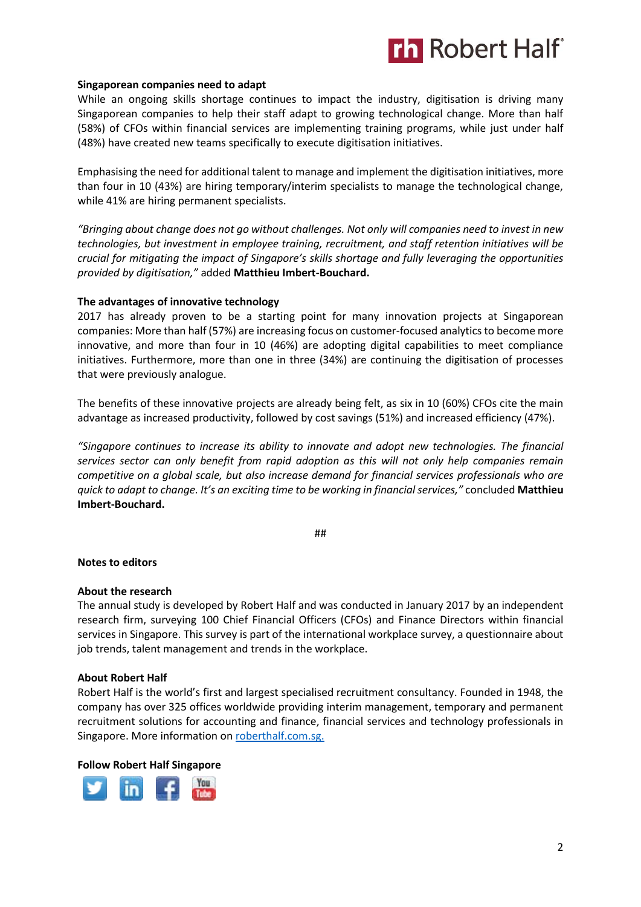**Singaporean companies need to adapt**

While an ongoing skills shortage continues to impact the industry, digitisation is driving many Singaporean companies to help their staff adapt to growing technological change. More than half (58%) of CFOs within financial services are implementing training programs, while just under half (48%) have created new teams specifically to execute digitisation initiatives.

Emphasising the need for additional talent to manage and implement the digitisation initiatives, more than four in 10 (43%) are hiring temporary/interim specialists to manage the technological change, while 41% are hiring permanent specialists.

*"Bringing about change does not go without challenges. Not only will companies need to invest in new technologies, but investment in employee training, recruitment, and staff retention initiatives will be crucial for mitigating the impact of Singapore's skills shortage and fully leveraging the opportunities provided by digitisation,"* added **Matthieu Imbert-Bouchard.**

**The advantages of innovative technology**

2017 has already proven to be a starting point for many innovation projects at Singaporean companies: More than half (57%) are increasing focus on customer-focused analytics to become more innovative, and more than four in 10 (46%) are adopting digital capabilities to meet compliance initiatives. Furthermore, more than one in three (34%) are continuing the digitisation of processes that were previously analogue.

The benefits of these innovative projects are already being felt, as six in 10 (60%) CFOs cite the main advantage as increased productivity, followed by cost savings (51%) and increased efficiency (47%).

*"Singapore continues to increase its ability to innovate and adopt new technologies. The financial services sector can only benefit from rapid adoption as this will not only help companies remain competitive on a global scale, but also increase demand for financial services professionals who are quick to adapt to change. It's an exciting time to be working in financial services,"* concluded **Matthieu Imbert-Bouchard.**

##

**Notes to editors**

**About the research**

The annual study is developed by Robert Half and was conducted in January 2017 by an independent research firm, surveying 100 Chief Financial Officers (CFOs) and Finance Directors within financial services in Singapore. This survey is part of the international workplace survey, a questionnaire about job trends, talent management and trends in the workplace.

**About Robert Half**

Robert Half is the world's first and largest specialised recruitment consultancy. Founded in 1948, the company has over 325 offices worldwide providing interim management, temporary and permanent recruitment solutions for accounting and finance, financial services and technology professionals in Singapore. More information on [roberthalf.com.sg.](roberthalf.com.sg)

**Follow Robert Half Singapore**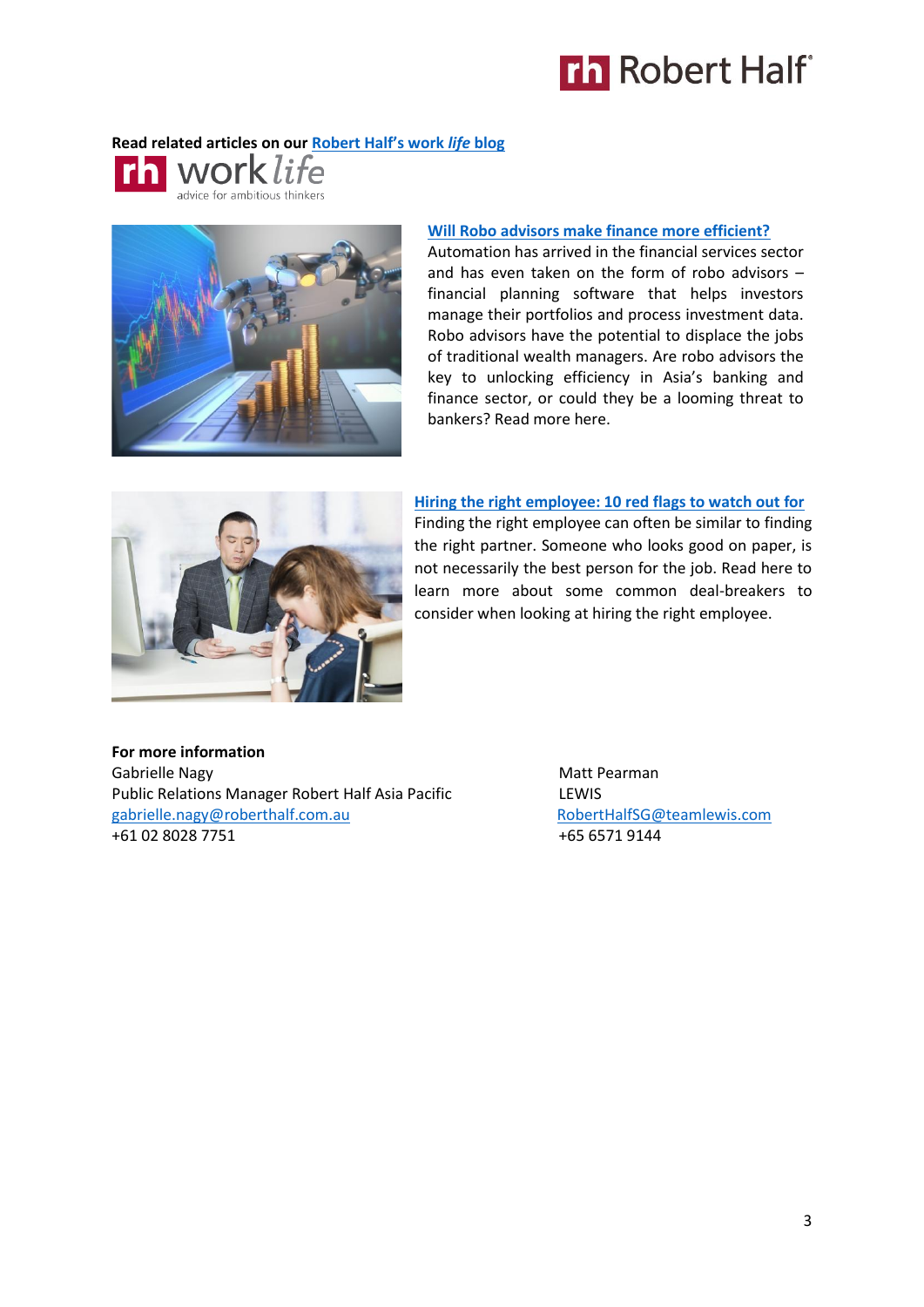**Read related articles on our Robert Half's work *life* blog**

**Will Robo advisors make finance more efficient?**

Automation has arrived in the financial services sector and has even taken on the form of robo advisors – financial planning software that helps investors manage their portfolios and process investment data. Robo advisors have the potential to displace the jobs of traditional wealth managers. Are robo advisors the key to unlocking efficiency in Asia's banking and finance sector, or could they be a looming threat to bankers? Read more here.

**Hiring the right employee: 10 red flags to watch out for**

Finding the right employee can often be similar to finding the right partner. Someone who looks good on paper, is not necessarily the best person for the job. Read here to learn more about some common deal-breakers to consider when looking at hiring the right employee.

**For more information**

Gabrielle Nagy
Public Relations Manager Robert Half Asia Pacific
gabrielle.nagy@roberthalf.com.au
+61 02 8028 7751

Matt Pearman
LEWIS
RobertHalfSG@teamlewis.com
+65 6571 9144